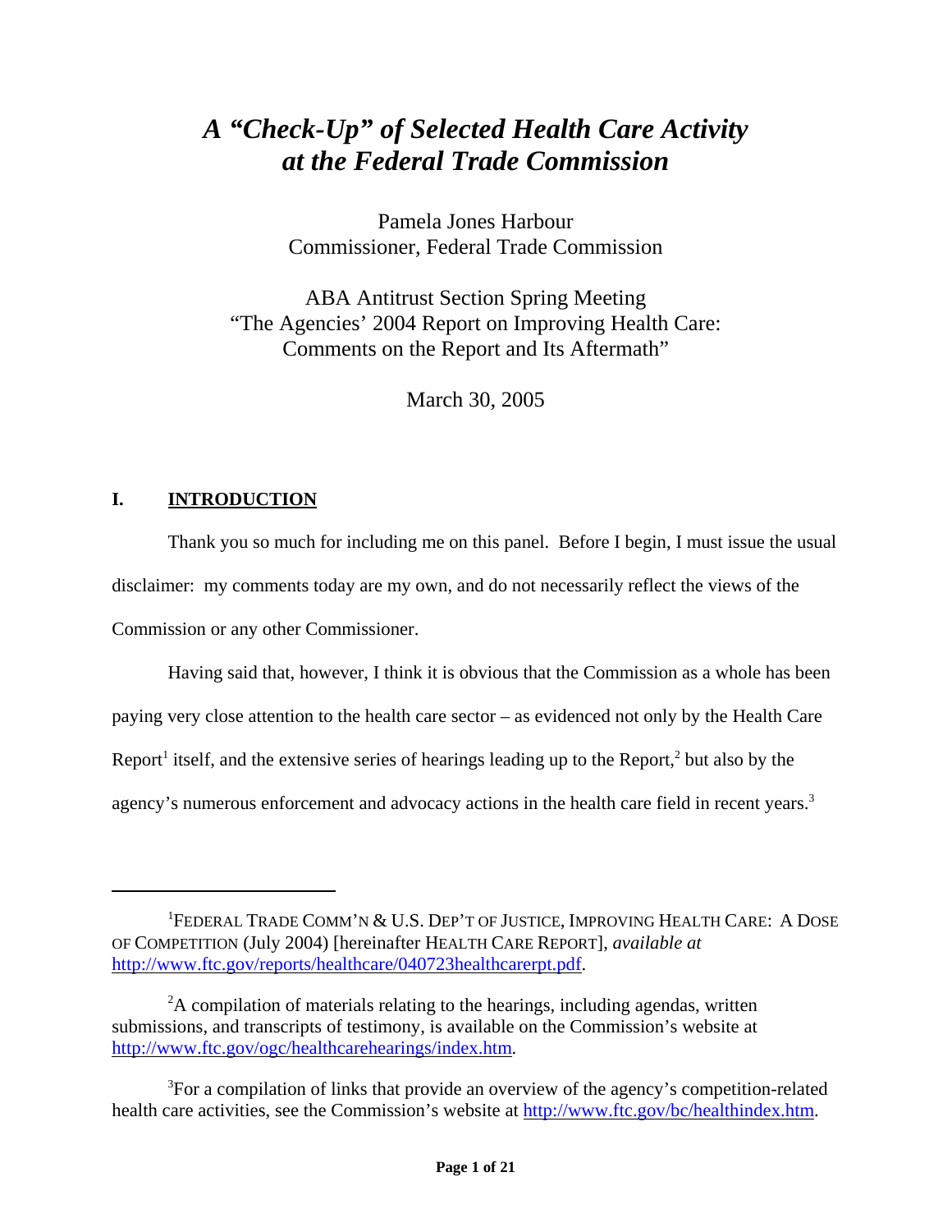# *A "Check-Up" of Selected Health Care Activity at the Federal Trade Commission*

Pamela Jones Harbour
Commissioner, Federal Trade Commission

ABA Antitrust Section Spring Meeting
"The Agencies' 2004 Report on Improving Health Care: Comments on the Report and Its Aftermath"

March 30, 2005

## I. INTRODUCTION

Thank you so much for including me on this panel. Before I begin, I must issue the usual disclaimer: my comments today are my own, and do not necessarily reflect the views of the Commission or any other Commissioner.

Having said that, however, I think it is obvious that the Commission as a whole has been paying very close attention to the health care sector – as evidenced not only by the Health Care Report[1] itself, and the extensive series of hearings leading up to the Report,[2] but also by the agency's numerous enforcement and advocacy actions in the health care field in recent years.[3]

---

[1] FEDERAL TRADE COMM'N & U.S. DEP'T OF JUSTICE, IMPROVING HEALTH CARE: A DOSE OF COMPETITION (July 2004) [hereinafter HEALTH CARE REPORT], *available at* http://www.ftc.gov/reports/healthcare/040723healthcarerpt.pdf.

[2] A compilation of materials relating to the hearings, including agendas, written submissions, and transcripts of testimony, is available on the Commission's website at http://www.ftc.gov/ogc/healthcarehearings/index.htm.

[3] For a compilation of links that provide an overview of the agency's competition-related health care activities, see the Commission's website at http://www.ftc.gov/bc/healthindex.htm.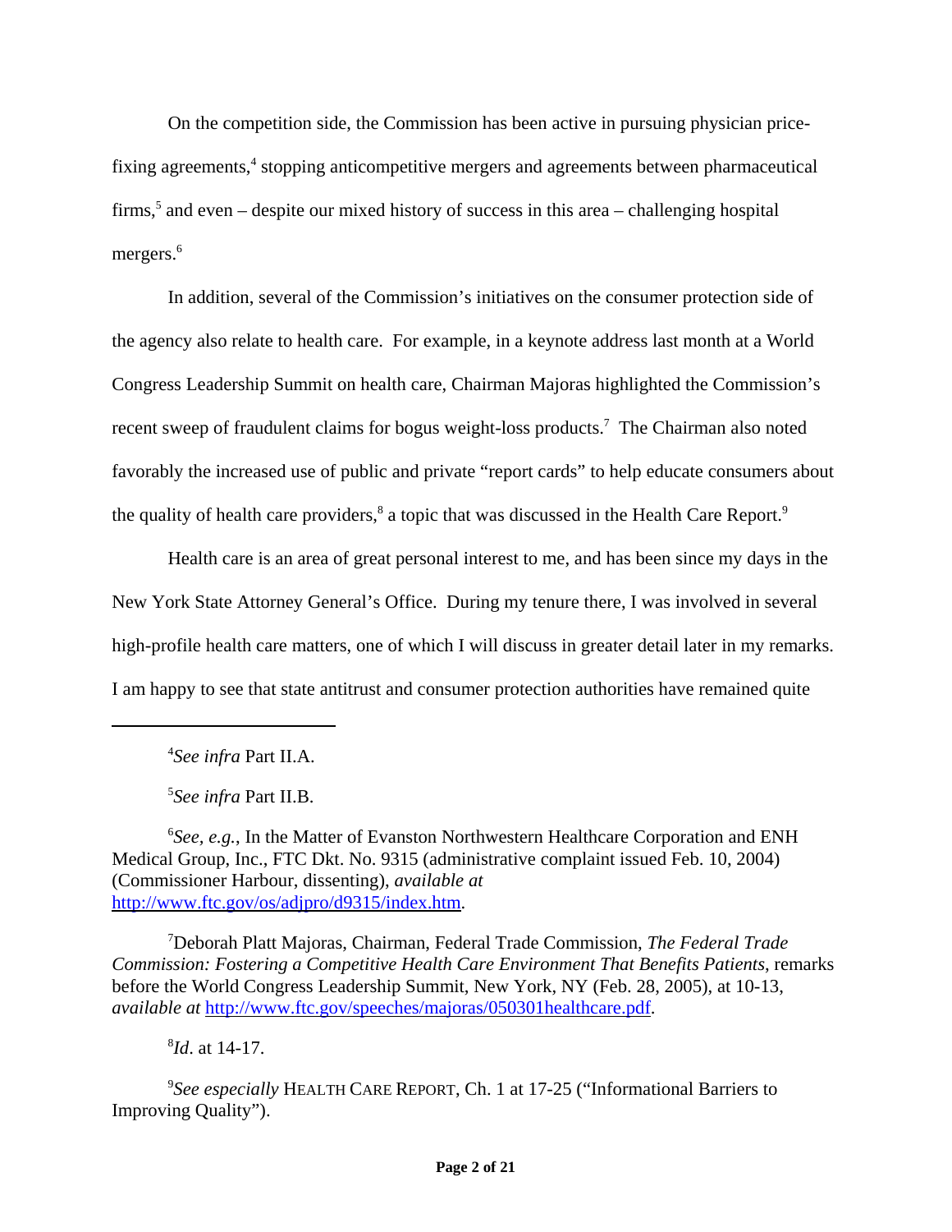On the competition side, the Commission has been active in pursuing physician price-fixing agreements,[4] stopping anticompetitive mergers and agreements between pharmaceutical firms,[5] and even – despite our mixed history of success in this area – challenging hospital mergers.[6]

In addition, several of the Commission's initiatives on the consumer protection side of the agency also relate to health care. For example, in a keynote address last month at a World Congress Leadership Summit on health care, Chairman Majoras highlighted the Commission's recent sweep of fraudulent claims for bogus weight-loss products.[7] The Chairman also noted favorably the increased use of public and private "report cards" to help educate consumers about the quality of health care providers,[8] a topic that was discussed in the Health Care Report.[9]

Health care is an area of great personal interest to me, and has been since my days in the New York State Attorney General's Office. During my tenure there, I was involved in several high-profile health care matters, one of which I will discuss in greater detail later in my remarks. I am happy to see that state antitrust and consumer protection authorities have remained quite

---

[4] *See infra* Part II.A.

[5] *See infra* Part II.B.

[6] *See, e.g.*, In the Matter of Evanston Northwestern Healthcare Corporation and ENH Medical Group, Inc., FTC Dkt. No. 9315 (administrative complaint issued Feb. 10, 2004) (Commissioner Harbour, dissenting), *available at* http://www.ftc.gov/os/adjpro/d9315/index.htm.

[7] Deborah Platt Majoras, Chairman, Federal Trade Commission, *The Federal Trade Commission: Fostering a Competitive Health Care Environment That Benefits Patients*, remarks before the World Congress Leadership Summit, New York, NY (Feb. 28, 2005), at 10-13, *available at* http://www.ftc.gov/speeches/majoras/050301healthcare.pdf.

[8] *Id*. at 14-17.

[9] *See especially* HEALTH CARE REPORT, Ch. 1 at 17-25 ("Informational Barriers to Improving Quality").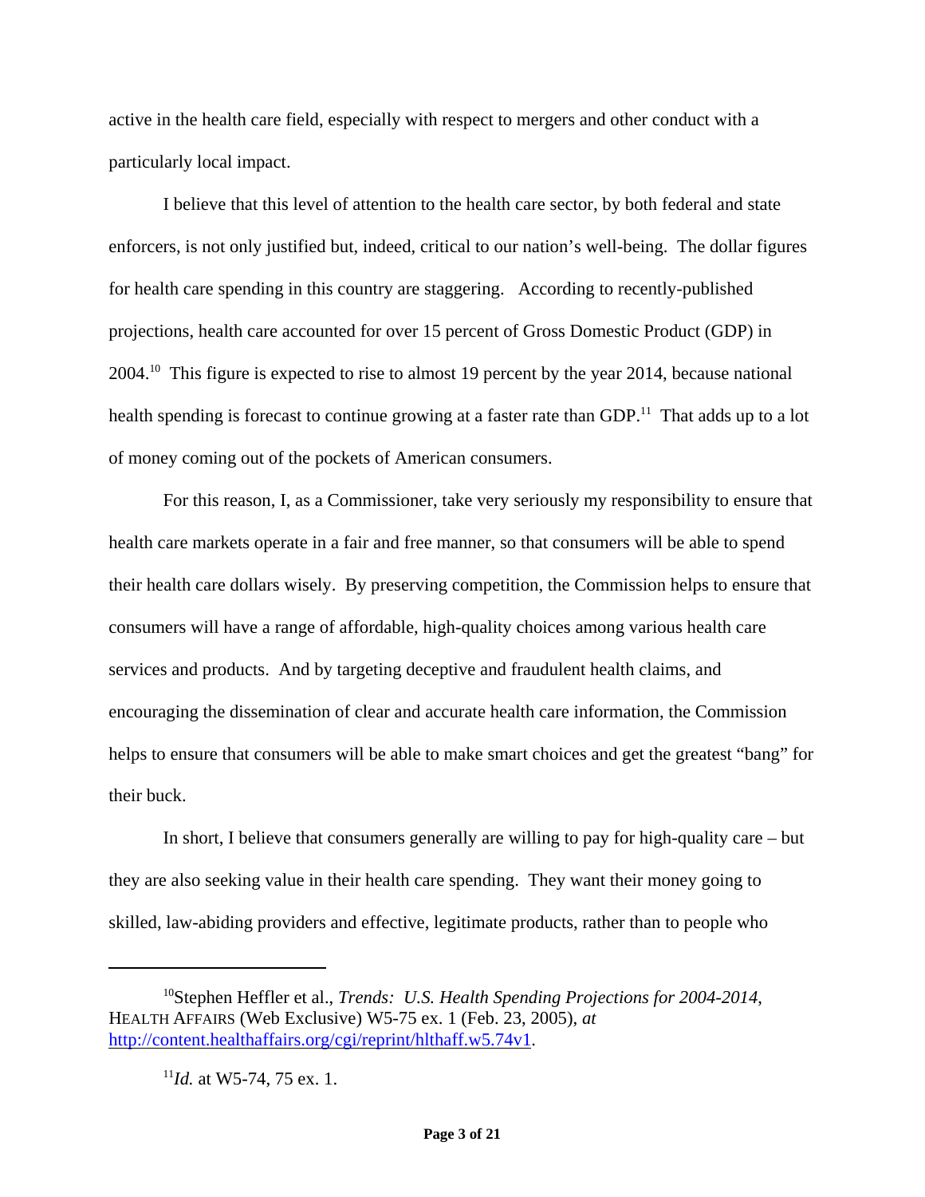active in the health care field, especially with respect to mergers and other conduct with a particularly local impact.

I believe that this level of attention to the health care sector, by both federal and state enforcers, is not only justified but, indeed, critical to our nation's well-being. The dollar figures for health care spending in this country are staggering. According to recently-published projections, health care accounted for over 15 percent of Gross Domestic Product (GDP) in 2004.[10] This figure is expected to rise to almost 19 percent by the year 2014, because national health spending is forecast to continue growing at a faster rate than GDP.[11] That adds up to a lot of money coming out of the pockets of American consumers.

For this reason, I, as a Commissioner, take very seriously my responsibility to ensure that health care markets operate in a fair and free manner, so that consumers will be able to spend their health care dollars wisely. By preserving competition, the Commission helps to ensure that consumers will have a range of affordable, high-quality choices among various health care services and products. And by targeting deceptive and fraudulent health claims, and encouraging the dissemination of clear and accurate health care information, the Commission helps to ensure that consumers will be able to make smart choices and get the greatest "bang" for their buck.

In short, I believe that consumers generally are willing to pay for high-quality care – but they are also seeking value in their health care spending. They want their money going to skilled, law-abiding providers and effective, legitimate products, rather than to people who

---

[10] Stephen Heffler et al., *Trends: U.S. Health Spending Projections for 2004-2014*, HEALTH AFFAIRS (Web Exclusive) W5-75 ex. 1 (Feb. 23, 2005), *at* http://content.healthaffairs.org/cgi/reprint/hlthaff.w5.74v1.

[11] *Id.* at W5-74, 75 ex. 1.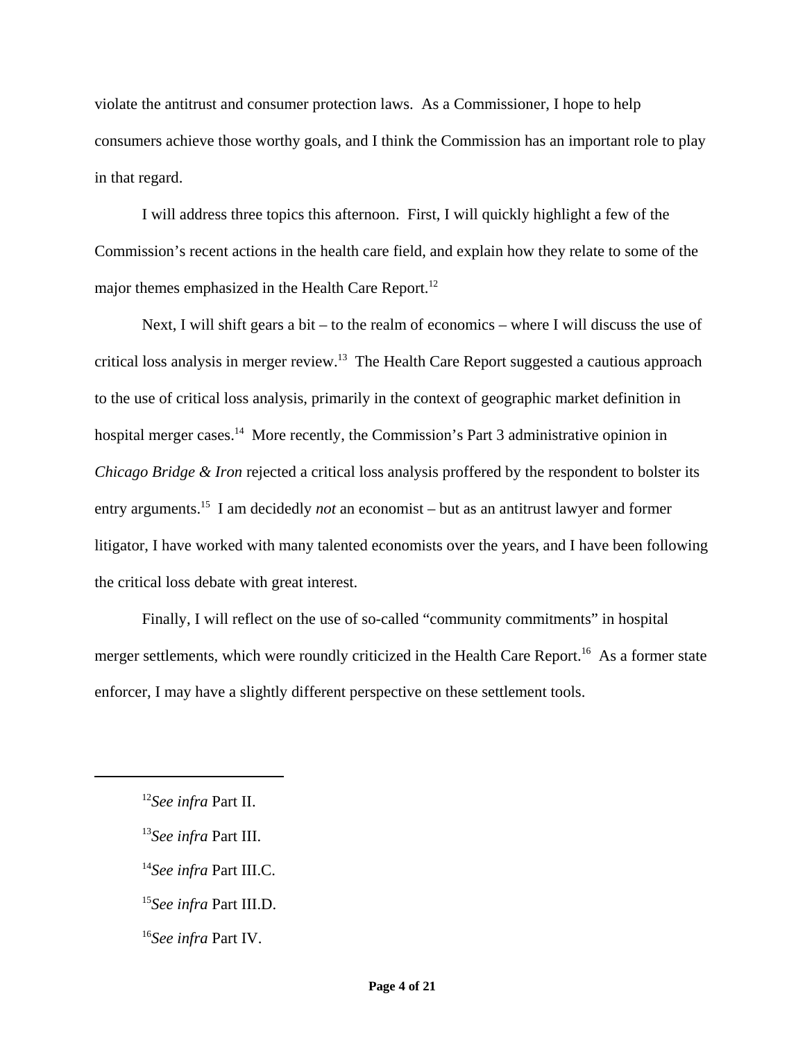violate the antitrust and consumer protection laws. As a Commissioner, I hope to help consumers achieve those worthy goals, and I think the Commission has an important role to play in that regard.

I will address three topics this afternoon. First, I will quickly highlight a few of the Commission's recent actions in the health care field, and explain how they relate to some of the major themes emphasized in the Health Care Report.[12]

Next, I will shift gears a bit – to the realm of economics – where I will discuss the use of critical loss analysis in merger review.[13] The Health Care Report suggested a cautious approach to the use of critical loss analysis, primarily in the context of geographic market definition in hospital merger cases.[14] More recently, the Commission's Part 3 administrative opinion in *Chicago Bridge & Iron* rejected a critical loss analysis proffered by the respondent to bolster its entry arguments.[15] I am decidedly *not* an economist – but as an antitrust lawyer and former litigator, I have worked with many talented economists over the years, and I have been following the critical loss debate with great interest.

Finally, I will reflect on the use of so-called "community commitments" in hospital merger settlements, which were roundly criticized in the Health Care Report.[16] As a former state enforcer, I may have a slightly different perspective on these settlement tools.

---

[12] *See infra* Part II.

[13] *See infra* Part III.

[14] *See infra* Part III.C.

[15] *See infra* Part III.D.

[16] *See infra* Part IV.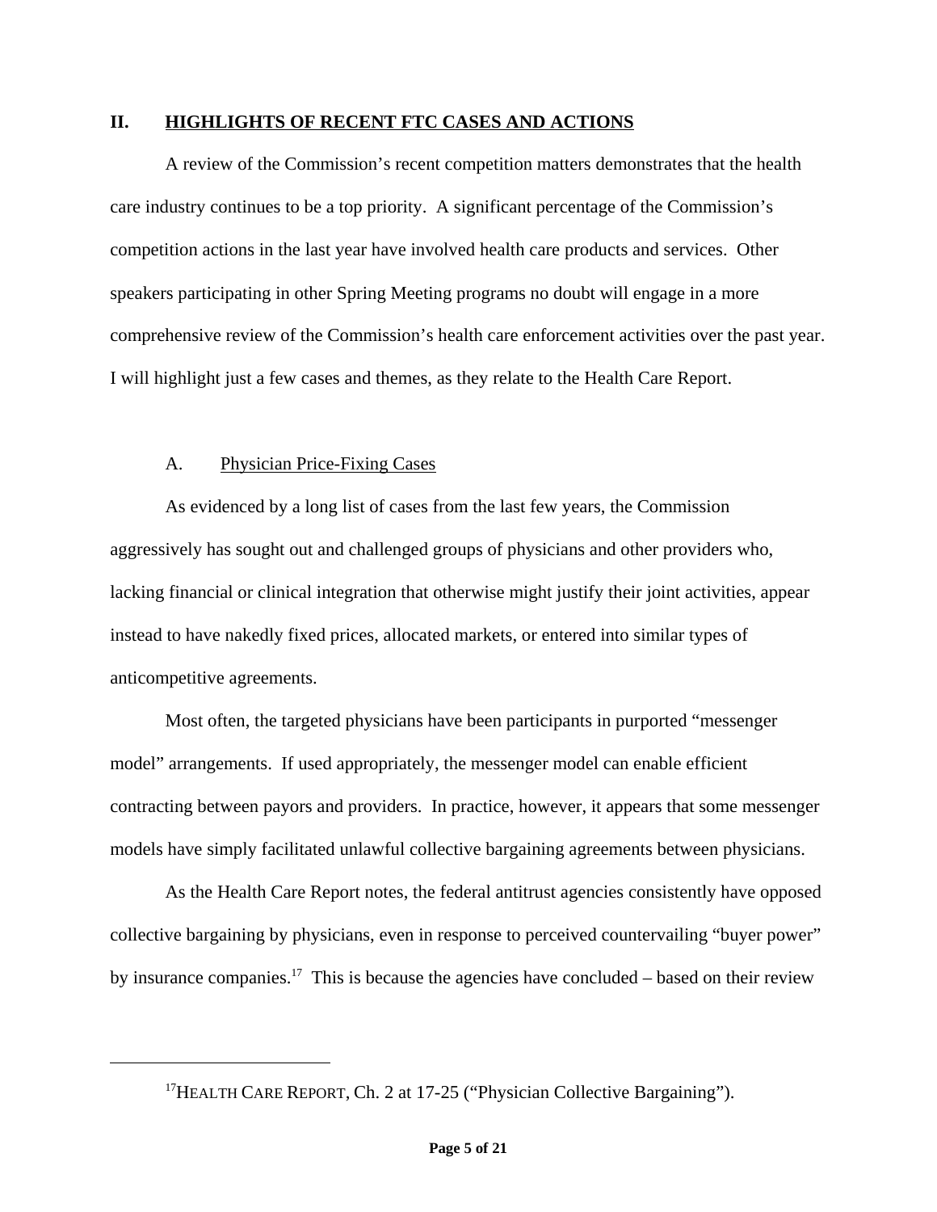## II. HIGHLIGHTS OF RECENT FTC CASES AND ACTIONS

A review of the Commission's recent competition matters demonstrates that the health care industry continues to be a top priority. A significant percentage of the Commission's competition actions in the last year have involved health care products and services. Other speakers participating in other Spring Meeting programs no doubt will engage in a more comprehensive review of the Commission's health care enforcement activities over the past year. I will highlight just a few cases and themes, as they relate to the Health Care Report.

### A. Physician Price-Fixing Cases

As evidenced by a long list of cases from the last few years, the Commission aggressively has sought out and challenged groups of physicians and other providers who, lacking financial or clinical integration that otherwise might justify their joint activities, appear instead to have nakedly fixed prices, allocated markets, or entered into similar types of anticompetitive agreements.

Most often, the targeted physicians have been participants in purported "messenger model" arrangements. If used appropriately, the messenger model can enable efficient contracting between payors and providers. In practice, however, it appears that some messenger models have simply facilitated unlawful collective bargaining agreements between physicians.

As the Health Care Report notes, the federal antitrust agencies consistently have opposed collective bargaining by physicians, even in response to perceived countervailing "buyer power" by insurance companies.[17] This is because the agencies have concluded – based on their review

---

[17] HEALTH CARE REPORT, Ch. 2 at 17-25 ("Physician Collective Bargaining").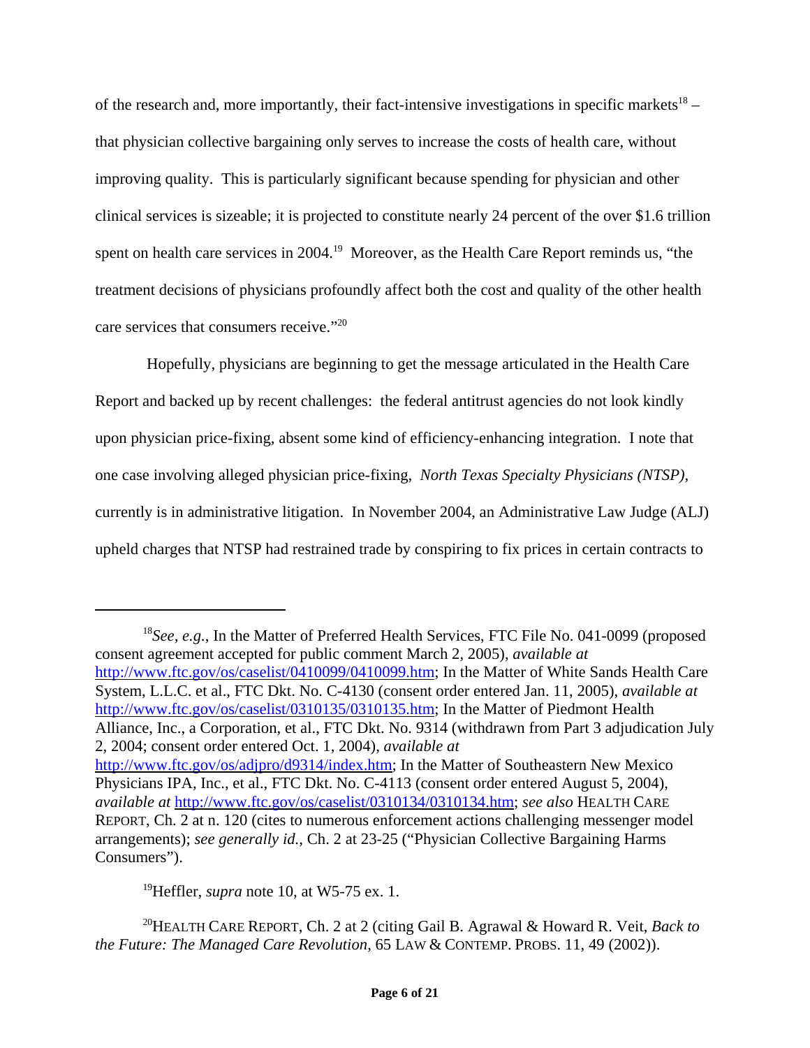of the research and, more importantly, their fact-intensive investigations in specific markets[18] – that physician collective bargaining only serves to increase the costs of health care, without improving quality. This is particularly significant because spending for physician and other clinical services is sizeable; it is projected to constitute nearly 24 percent of the over $1.6 trillion spent on health care services in 2004.[19] Moreover, as the Health Care Report reminds us, "the treatment decisions of physicians profoundly affect both the cost and quality of the other health care services that consumers receive."[20]

Hopefully, physicians are beginning to get the message articulated in the Health Care Report and backed up by recent challenges: the federal antitrust agencies do not look kindly upon physician price-fixing, absent some kind of efficiency-enhancing integration. I note that one case involving alleged physician price-fixing, *North Texas Specialty Physicians (NTSP)*, currently is in administrative litigation. In November 2004, an Administrative Law Judge (ALJ) upheld charges that NTSP had restrained trade by conspiring to fix prices in certain contracts to

---

[18] *See, e.g.*, In the Matter of Preferred Health Services, FTC File No. 041-0099 (proposed consent agreement accepted for public comment March 2, 2005), *available at* http://www.ftc.gov/os/caselist/0410099/0410099.htm; In the Matter of White Sands Health Care System, L.L.C. et al., FTC Dkt. No. C-4130 (consent order entered Jan. 11, 2005), *available at* http://www.ftc.gov/os/caselist/0310135/0310135.htm; In the Matter of Piedmont Health Alliance, Inc., a Corporation, et al., FTC Dkt. No. 9314 (withdrawn from Part 3 adjudication July 2, 2004; consent order entered Oct. 1, 2004), *available at* http://www.ftc.gov/os/adjpro/d9314/index.htm; In the Matter of Southeastern New Mexico Physicians IPA, Inc., et al., FTC Dkt. No. C-4113 (consent order entered August 5, 2004), *available at* http://www.ftc.gov/os/caselist/0310134/0310134.htm; *see also* HEALTH CARE REPORT, Ch. 2 at n. 120 (cites to numerous enforcement actions challenging messenger model arrangements); *see generally id.*, Ch. 2 at 23-25 ("Physician Collective Bargaining Harms Consumers").

[19] Heffler, *supra* note 10, at W5-75 ex. 1.

[20] HEALTH CARE REPORT, Ch. 2 at 2 (citing Gail B. Agrawal & Howard R. Veit, *Back to the Future: The Managed Care Revolution*, 65 LAW & CONTEMP. PROBS. 11, 49 (2002)).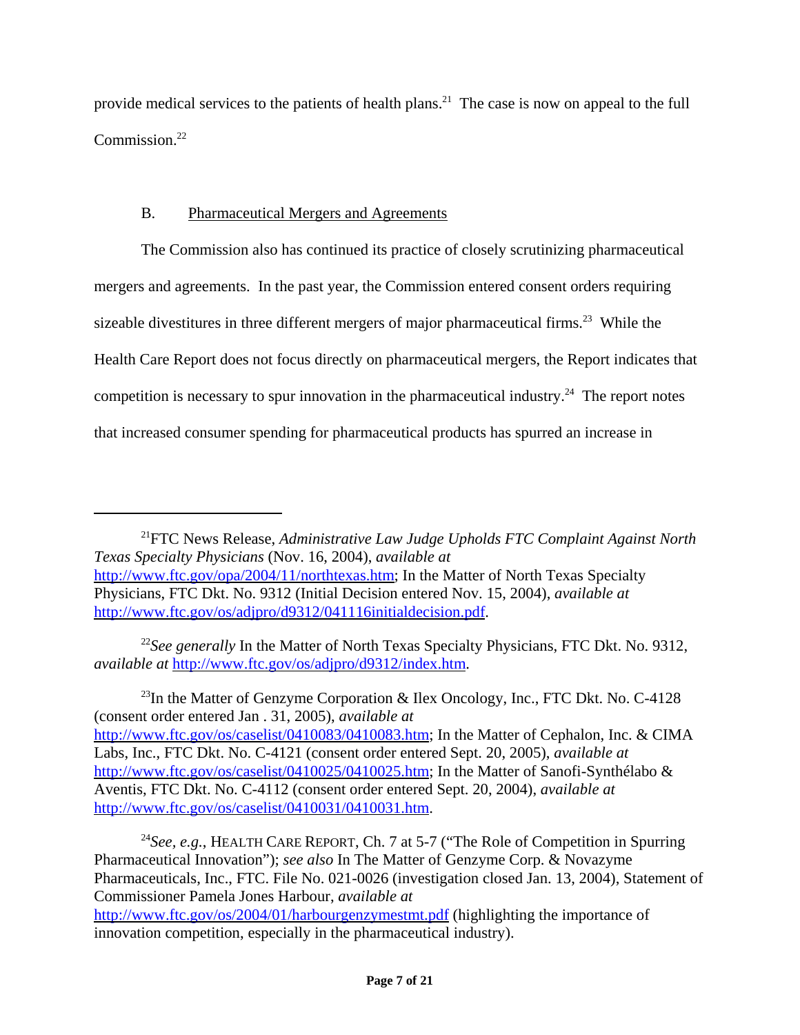provide medical services to the patients of health plans.[21] The case is now on appeal to the full Commission.[22]

## B. Pharmaceutical Mergers and Agreements

The Commission also has continued its practice of closely scrutinizing pharmaceutical mergers and agreements. In the past year, the Commission entered consent orders requiring sizeable divestitures in three different mergers of major pharmaceutical firms.[23] While the Health Care Report does not focus directly on pharmaceutical mergers, the Report indicates that competition is necessary to spur innovation in the pharmaceutical industry.[24] The report notes that increased consumer spending for pharmaceutical products has spurred an increase in

---

[21] FTC News Release, *Administrative Law Judge Upholds FTC Complaint Against North Texas Specialty Physicians* (Nov. 16, 2004), *available at* http://www.ftc.gov/opa/2004/11/northtexas.htm; In the Matter of North Texas Specialty Physicians, FTC Dkt. No. 9312 (Initial Decision entered Nov. 15, 2004), *available at* http://www.ftc.gov/os/adjpro/d9312/041116initialdecision.pdf.

[22] *See generally* In the Matter of North Texas Specialty Physicians, FTC Dkt. No. 9312, *available at* http://www.ftc.gov/os/adjpro/d9312/index.htm.

[23] In the Matter of Genzyme Corporation & Ilex Oncology, Inc., FTC Dkt. No. C-4128 (consent order entered Jan . 31, 2005), *available at* http://www.ftc.gov/os/caselist/0410083/0410083.htm; In the Matter of Cephalon, Inc. & CIMA Labs, Inc., FTC Dkt. No. C-4121 (consent order entered Sept. 20, 2005), *available at* http://www.ftc.gov/os/caselist/0410025/0410025.htm; In the Matter of Sanofi-Synthélabo & Aventis, FTC Dkt. No. C-4112 (consent order entered Sept. 20, 2004), *available at* http://www.ftc.gov/os/caselist/0410031/0410031.htm.

[24] *See, e.g.*, HEALTH CARE REPORT, Ch. 7 at 5-7 ("The Role of Competition in Spurring Pharmaceutical Innovation"); *see also* In The Matter of Genzyme Corp. & Novazyme Pharmaceuticals, Inc., FTC. File No. 021-0026 (investigation closed Jan. 13, 2004), Statement of Commissioner Pamela Jones Harbour, *available at* http://www.ftc.gov/os/2004/01/harbourgenzymestmt.pdf (highlighting the importance of innovation competition, especially in the pharmaceutical industry).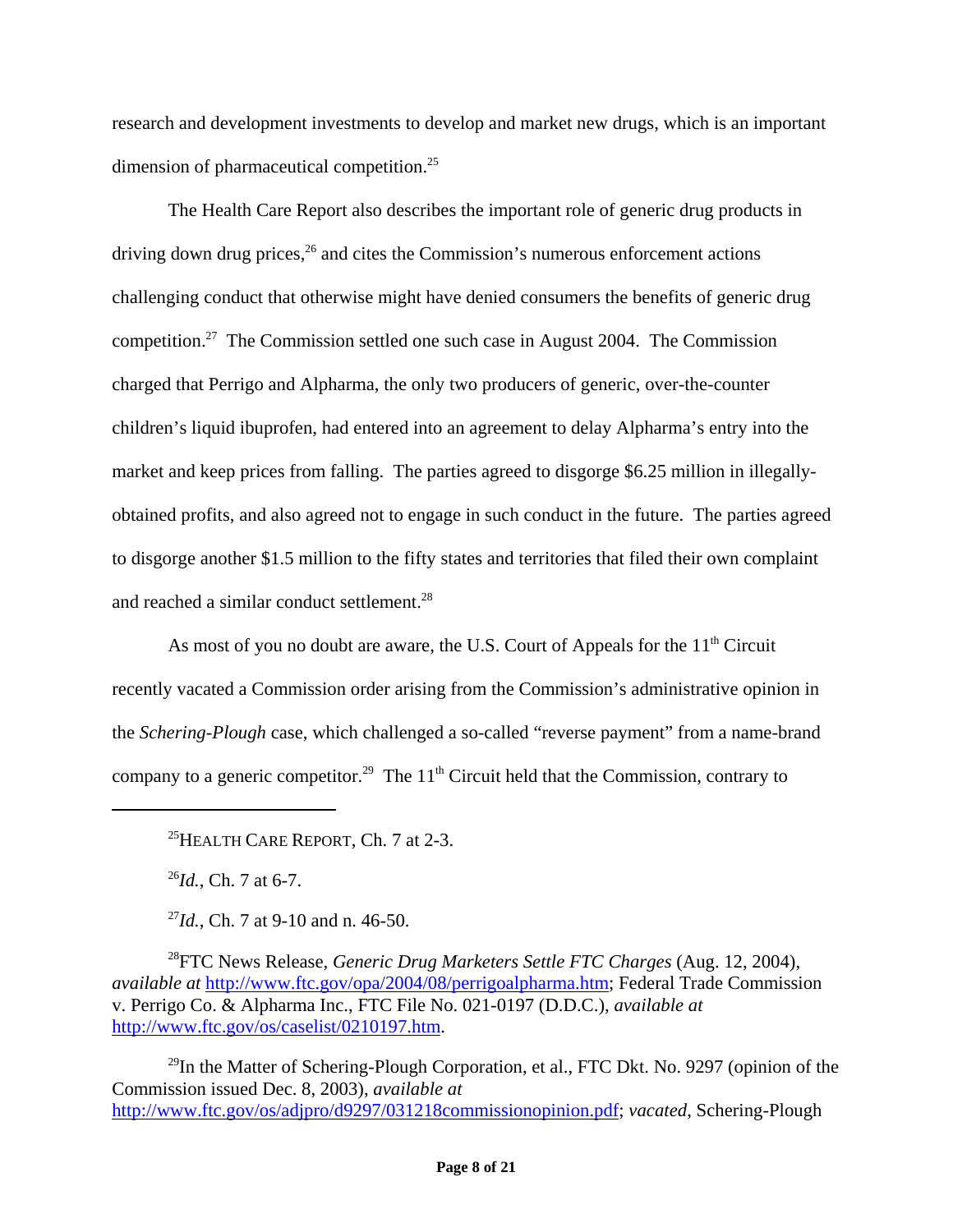research and development investments to develop and market new drugs, which is an important dimension of pharmaceutical competition.[25]

The Health Care Report also describes the important role of generic drug products in driving down drug prices,[26] and cites the Commission's numerous enforcement actions challenging conduct that otherwise might have denied consumers the benefits of generic drug competition.[27] The Commission settled one such case in August 2004. The Commission charged that Perrigo and Alpharma, the only two producers of generic, over-the-counter children's liquid ibuprofen, had entered into an agreement to delay Alpharma's entry into the market and keep prices from falling. The parties agreed to disgorge $6.25 million in illegally-obtained profits, and also agreed not to engage in such conduct in the future. The parties agreed to disgorge another $1.5 million to the fifty states and territories that filed their own complaint and reached a similar conduct settlement.[28]

As most of you no doubt are aware, the U.S. Court of Appeals for the 11th Circuit recently vacated a Commission order arising from the Commission's administrative opinion in the *Schering-Plough* case, which challenged a so-called "reverse payment" from a name-brand company to a generic competitor.[29] The 11th Circuit held that the Commission, contrary to

---

[25] HEALTH CARE REPORT, Ch. 7 at 2-3.

[26] *Id.*, Ch. 7 at 6-7.

[27] *Id.*, Ch. 7 at 9-10 and n. 46-50.

[28] FTC News Release, *Generic Drug Marketers Settle FTC Charges* (Aug. 12, 2004), *available at* http://www.ftc.gov/opa/2004/08/perrigoalpharma.htm; Federal Trade Commission v. Perrigo Co. & Alpharma Inc., FTC File No. 021-0197 (D.D.C.), *available at* http://www.ftc.gov/os/caselist/0210197.htm.

[29] In the Matter of Schering-Plough Corporation, et al., FTC Dkt. No. 9297 (opinion of the Commission issued Dec. 8, 2003), *available at* http://www.ftc.gov/os/adjpro/d9297/031218commissionopinion.pdf; *vacated*, Schering-Plough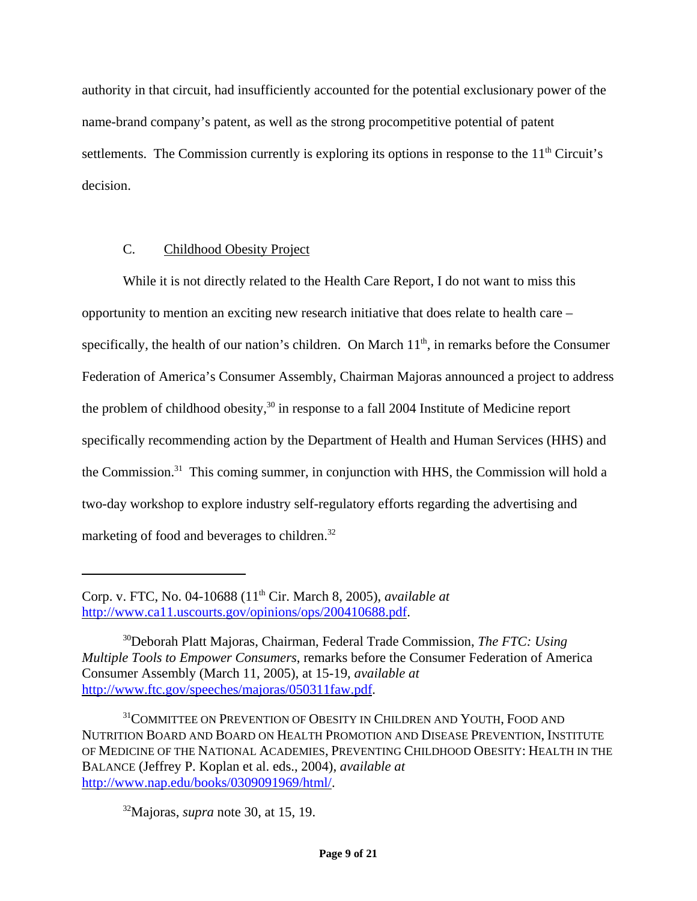authority in that circuit, had insufficiently accounted for the potential exclusionary power of the name-brand company's patent, as well as the strong procompetitive potential of patent settlements. The Commission currently is exploring its options in response to the 11th Circuit's decision.

### C. Childhood Obesity Project

While it is not directly related to the Health Care Report, I do not want to miss this opportunity to mention an exciting new research initiative that does relate to health care – specifically, the health of our nation's children. On March 11th, in remarks before the Consumer Federation of America's Consumer Assembly, Chairman Majoras announced a project to address the problem of childhood obesity,[30] in response to a fall 2004 Institute of Medicine report specifically recommending action by the Department of Health and Human Services (HHS) and the Commission.[31] This coming summer, in conjunction with HHS, the Commission will hold a two-day workshop to explore industry self-regulatory efforts regarding the advertising and marketing of food and beverages to children.[32]

---

Corp. v. FTC, No. 04-10688 (11th Cir. March 8, 2005), *available at* http://www.ca11.uscourts.gov/opinions/ops/200410688.pdf.

[30] Deborah Platt Majoras, Chairman, Federal Trade Commission, *The FTC: Using Multiple Tools to Empower Consumers*, remarks before the Consumer Federation of America Consumer Assembly (March 11, 2005), at 15-19, *available at* http://www.ftc.gov/speeches/majoras/050311faw.pdf.

[31] COMMITTEE ON PREVENTION OF OBESITY IN CHILDREN AND YOUTH, FOOD AND NUTRITION BOARD AND BOARD ON HEALTH PROMOTION AND DISEASE PREVENTION, INSTITUTE OF MEDICINE OF THE NATIONAL ACADEMIES, PREVENTING CHILDHOOD OBESITY: HEALTH IN THE BALANCE (Jeffrey P. Koplan et al. eds., 2004), *available at* http://www.nap.edu/books/0309091969/html/.

[32] Majoras, *supra* note 30, at 15, 19.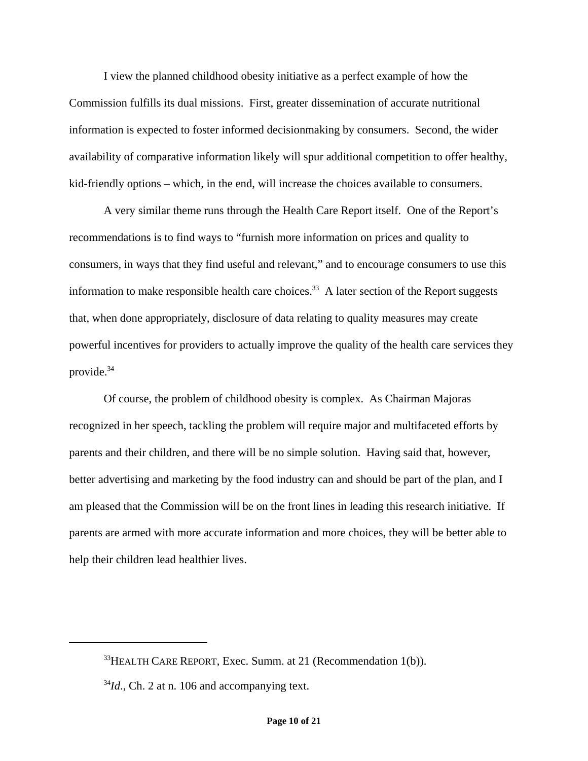I view the planned childhood obesity initiative as a perfect example of how the Commission fulfills its dual missions. First, greater dissemination of accurate nutritional information is expected to foster informed decisionmaking by consumers. Second, the wider availability of comparative information likely will spur additional competition to offer healthy, kid-friendly options – which, in the end, will increase the choices available to consumers.

A very similar theme runs through the Health Care Report itself. One of the Report's recommendations is to find ways to "furnish more information on prices and quality to consumers, in ways that they find useful and relevant," and to encourage consumers to use this information to make responsible health care choices.[33] A later section of the Report suggests that, when done appropriately, disclosure of data relating to quality measures may create powerful incentives for providers to actually improve the quality of the health care services they provide.[34]

Of course, the problem of childhood obesity is complex. As Chairman Majoras recognized in her speech, tackling the problem will require major and multifaceted efforts by parents and their children, and there will be no simple solution. Having said that, however, better advertising and marketing by the food industry can and should be part of the plan, and I am pleased that the Commission will be on the front lines in leading this research initiative. If parents are armed with more accurate information and more choices, they will be better able to help their children lead healthier lives.

---

[33] HEALTH CARE REPORT, Exec. Summ. at 21 (Recommendation 1(b)).

[34] *Id.*, Ch. 2 at n. 106 and accompanying text.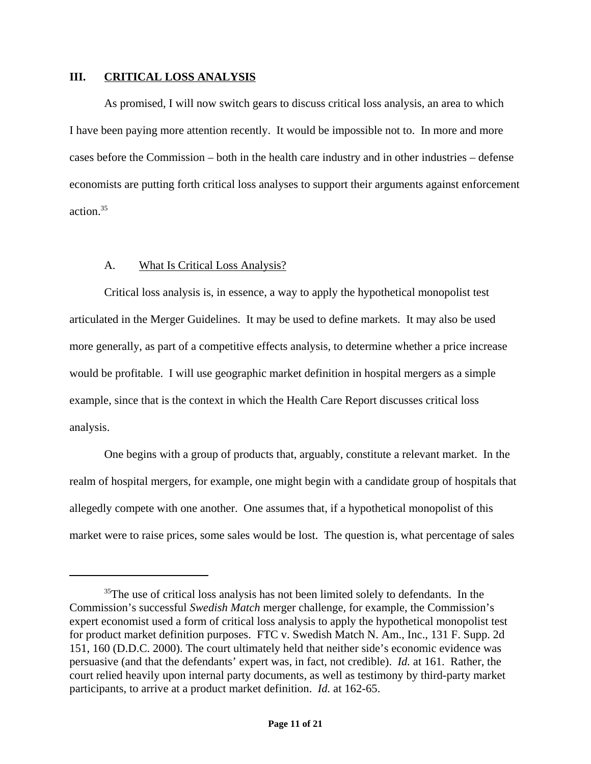## III. CRITICAL LOSS ANALYSIS

As promised, I will now switch gears to discuss critical loss analysis, an area to which I have been paying more attention recently. It would be impossible not to. In more and more cases before the Commission – both in the health care industry and in other industries – defense economists are putting forth critical loss analyses to support their arguments against enforcement action.[35]

### A. What Is Critical Loss Analysis?

Critical loss analysis is, in essence, a way to apply the hypothetical monopolist test articulated in the Merger Guidelines. It may be used to define markets. It may also be used more generally, as part of a competitive effects analysis, to determine whether a price increase would be profitable. I will use geographic market definition in hospital mergers as a simple example, since that is the context in which the Health Care Report discusses critical loss analysis.

One begins with a group of products that, arguably, constitute a relevant market. In the realm of hospital mergers, for example, one might begin with a candidate group of hospitals that allegedly compete with one another. One assumes that, if a hypothetical monopolist of this market were to raise prices, some sales would be lost. The question is, what percentage of sales

---

[35]The use of critical loss analysis has not been limited solely to defendants. In the Commission's successful *Swedish Match* merger challenge, for example, the Commission's expert economist used a form of critical loss analysis to apply the hypothetical monopolist test for product market definition purposes. FTC v. Swedish Match N. Am., Inc., 131 F. Supp. 2d 151, 160 (D.D.C. 2000). The court ultimately held that neither side's economic evidence was persuasive (and that the defendants' expert was, in fact, not credible). *Id.* at 161. Rather, the court relied heavily upon internal party documents, as well as testimony by third-party market participants, to arrive at a product market definition. *Id.* at 162-65.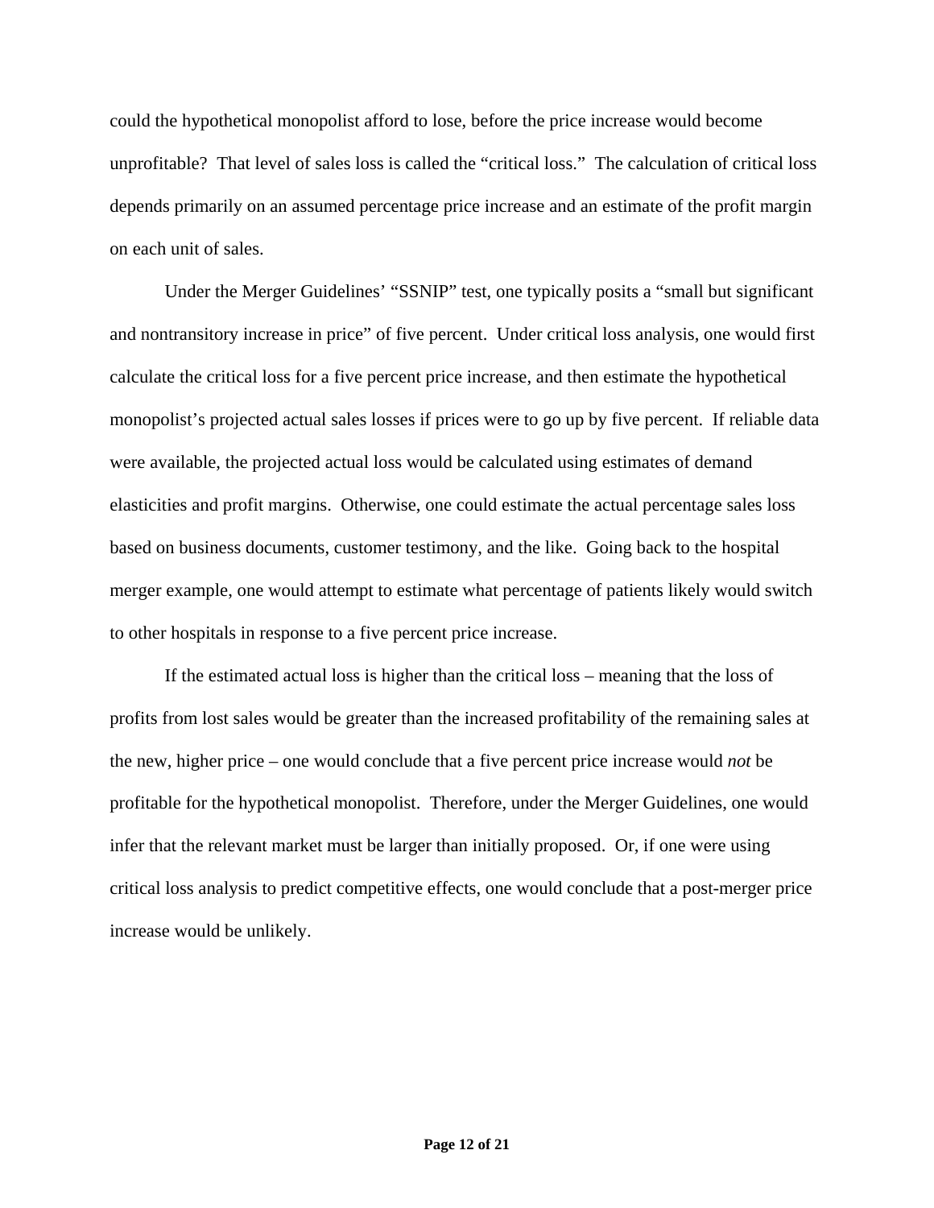could the hypothetical monopolist afford to lose, before the price increase would become unprofitable? That level of sales loss is called the "critical loss." The calculation of critical loss depends primarily on an assumed percentage price increase and an estimate of the profit margin on each unit of sales.

Under the Merger Guidelines' "SSNIP" test, one typically posits a "small but significant and nontransitory increase in price" of five percent. Under critical loss analysis, one would first calculate the critical loss for a five percent price increase, and then estimate the hypothetical monopolist's projected actual sales losses if prices were to go up by five percent. If reliable data were available, the projected actual loss would be calculated using estimates of demand elasticities and profit margins. Otherwise, one could estimate the actual percentage sales loss based on business documents, customer testimony, and the like. Going back to the hospital merger example, one would attempt to estimate what percentage of patients likely would switch to other hospitals in response to a five percent price increase.

If the estimated actual loss is higher than the critical loss – meaning that the loss of profits from lost sales would be greater than the increased profitability of the remaining sales at the new, higher price – one would conclude that a five percent price increase would *not* be profitable for the hypothetical monopolist. Therefore, under the Merger Guidelines, one would infer that the relevant market must be larger than initially proposed. Or, if one were using critical loss analysis to predict competitive effects, one would conclude that a post-merger price increase would be unlikely.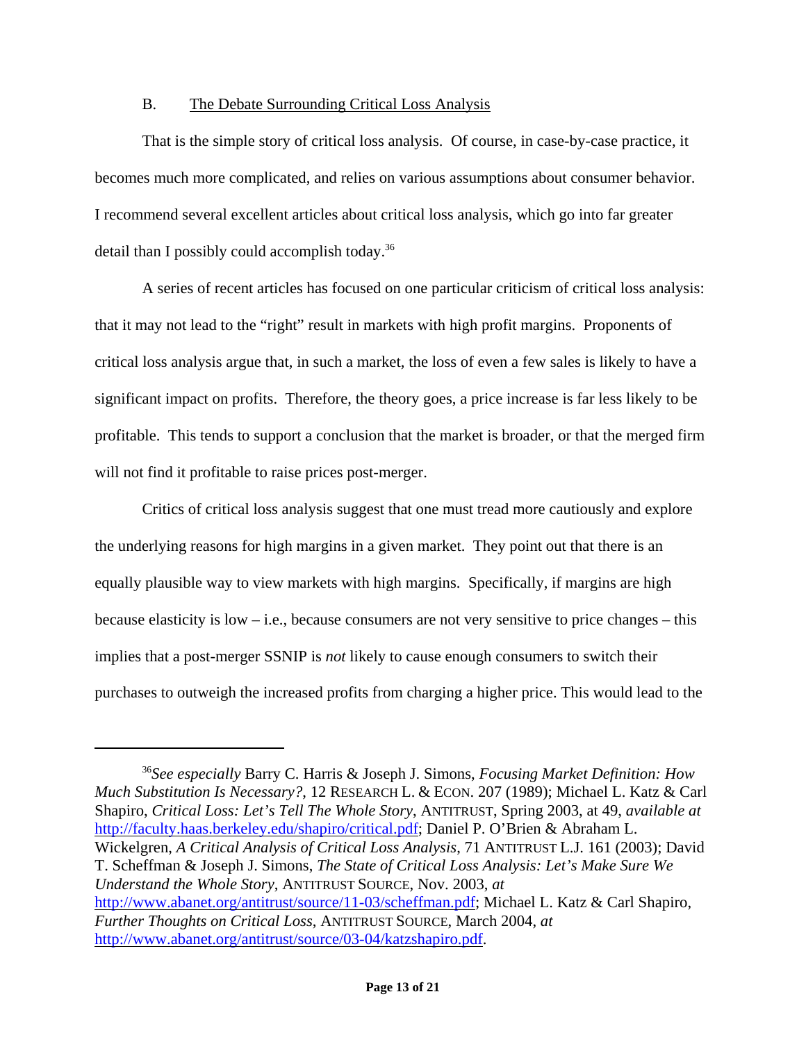### B. The Debate Surrounding Critical Loss Analysis

That is the simple story of critical loss analysis. Of course, in case-by-case practice, it becomes much more complicated, and relies on various assumptions about consumer behavior. I recommend several excellent articles about critical loss analysis, which go into far greater detail than I possibly could accomplish today.[36]

A series of recent articles has focused on one particular criticism of critical loss analysis: that it may not lead to the "right" result in markets with high profit margins. Proponents of critical loss analysis argue that, in such a market, the loss of even a few sales is likely to have a significant impact on profits. Therefore, the theory goes, a price increase is far less likely to be profitable. This tends to support a conclusion that the market is broader, or that the merged firm will not find it profitable to raise prices post-merger.

Critics of critical loss analysis suggest that one must tread more cautiously and explore the underlying reasons for high margins in a given market. They point out that there is an equally plausible way to view markets with high margins. Specifically, if margins are high because elasticity is low – i.e., because consumers are not very sensitive to price changes – this implies that a post-merger SSNIP is *not* likely to cause enough consumers to switch their purchases to outweigh the increased profits from charging a higher price. This would lead to the

---

[36] *See especially* Barry C. Harris & Joseph J. Simons, *Focusing Market Definition: How Much Substitution Is Necessary?*, 12 RESEARCH L. & ECON. 207 (1989); Michael L. Katz & Carl Shapiro, *Critical Loss: Let's Tell The Whole Story*, ANTITRUST, Spring 2003, at 49, *available at* http://faculty.haas.berkeley.edu/shapiro/critical.pdf; Daniel P. O'Brien & Abraham L. Wickelgren, *A Critical Analysis of Critical Loss Analysis*, 71 ANTITRUST L.J. 161 (2003); David T. Scheffman & Joseph J. Simons, *The State of Critical Loss Analysis: Let's Make Sure We Understand the Whole Story*, ANTITRUST SOURCE, Nov. 2003, *at* http://www.abanet.org/antitrust/source/11-03/scheffman.pdf; Michael L. Katz & Carl Shapiro, *Further Thoughts on Critical Loss*, ANTITRUST SOURCE, March 2004, *at* http://www.abanet.org/antitrust/source/03-04/katzshapiro.pdf.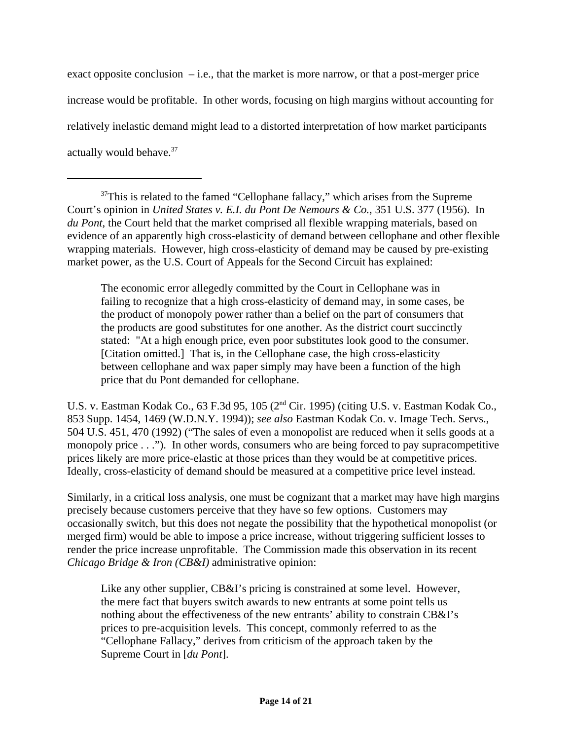exact opposite conclusion – i.e., that the market is more narrow, or that a post-merger price increase would be profitable. In other words, focusing on high margins without accounting for relatively inelastic demand might lead to a distorted interpretation of how market participants actually would behave.[37]

---

[37]This is related to the famed "Cellophane fallacy," which arises from the Supreme Court's opinion in *United States v. E.I. du Pont De Nemours & Co.*, 351 U.S. 377 (1956). In *du Pont*, the Court held that the market comprised all flexible wrapping materials, based on evidence of an apparently high cross-elasticity of demand between cellophane and other flexible wrapping materials. However, high cross-elasticity of demand may be caused by pre-existing market power, as the U.S. Court of Appeals for the Second Circuit has explained:

> The economic error allegedly committed by the Court in Cellophane was in failing to recognize that a high cross-elasticity of demand may, in some cases, be the product of monopoly power rather than a belief on the part of consumers that the products are good substitutes for one another. As the district court succinctly stated: "At a high enough price, even poor substitutes look good to the consumer. [Citation omitted.] That is, in the Cellophane case, the high cross-elasticity between cellophane and wax paper simply may have been a function of the high price that du Pont demanded for cellophane.

U.S. v. Eastman Kodak Co., 63 F.3d 95, 105 (2nd Cir. 1995) (citing U.S. v. Eastman Kodak Co., 853 Supp. 1454, 1469 (W.D.N.Y. 1994)); *see also* Eastman Kodak Co. v. Image Tech. Servs., 504 U.S. 451, 470 (1992) ("The sales of even a monopolist are reduced when it sells goods at a monopoly price . . ."). In other words, consumers who are being forced to pay supracompetitive prices likely are more price-elastic at those prices than they would be at competitive prices. Ideally, cross-elasticity of demand should be measured at a competitive price level instead.

Similarly, in a critical loss analysis, one must be cognizant that a market may have high margins precisely because customers perceive that they have so few options. Customers may occasionally switch, but this does not negate the possibility that the hypothetical monopolist (or merged firm) would be able to impose a price increase, without triggering sufficient losses to render the price increase unprofitable. The Commission made this observation in its recent *Chicago Bridge & Iron (CB&I)* administrative opinion:

> Like any other supplier, CB&I's pricing is constrained at some level. However, the mere fact that buyers switch awards to new entrants at some point tells us nothing about the effectiveness of the new entrants' ability to constrain CB&I's prices to pre-acquisition levels. This concept, commonly referred to as the "Cellophane Fallacy," derives from criticism of the approach taken by the Supreme Court in [*du Pont*].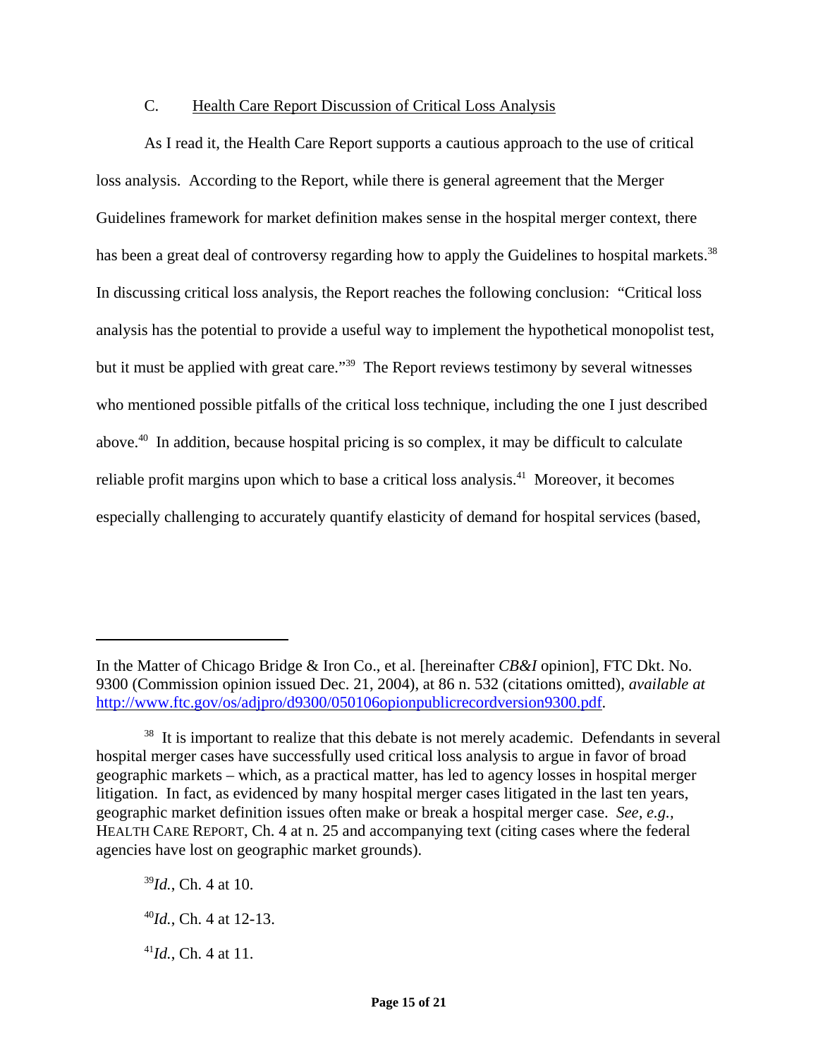### C. Health Care Report Discussion of Critical Loss Analysis

As I read it, the Health Care Report supports a cautious approach to the use of critical loss analysis. According to the Report, while there is general agreement that the Merger Guidelines framework for market definition makes sense in the hospital merger context, there has been a great deal of controversy regarding how to apply the Guidelines to hospital markets.[38] In discussing critical loss analysis, the Report reaches the following conclusion: "Critical loss analysis has the potential to provide a useful way to implement the hypothetical monopolist test, but it must be applied with great care."[39] The Report reviews testimony by several witnesses who mentioned possible pitfalls of the critical loss technique, including the one I just described above.[40] In addition, because hospital pricing is so complex, it may be difficult to calculate reliable profit margins upon which to base a critical loss analysis.[41] Moreover, it becomes especially challenging to accurately quantify elasticity of demand for hospital services (based,

---

In the Matter of Chicago Bridge & Iron Co., et al. [hereinafter *CB&I* opinion], FTC Dkt. No. 9300 (Commission opinion issued Dec. 21, 2004), at 86 n. 532 (citations omitted), *available at* http://www.ftc.gov/os/adjpro/d9300/050106opionpublicrecordversion9300.pdf.

[38] It is important to realize that this debate is not merely academic. Defendants in several hospital merger cases have successfully used critical loss analysis to argue in favor of broad geographic markets – which, as a practical matter, has led to agency losses in hospital merger litigation. In fact, as evidenced by many hospital merger cases litigated in the last ten years, geographic market definition issues often make or break a hospital merger case. *See, e.g.*, HEALTH CARE REPORT, Ch. 4 at n. 25 and accompanying text (citing cases where the federal agencies have lost on geographic market grounds).

[39] *Id.*, Ch. 4 at 10.

[40] *Id.*, Ch. 4 at 12-13.

[41] *Id.*, Ch. 4 at 11.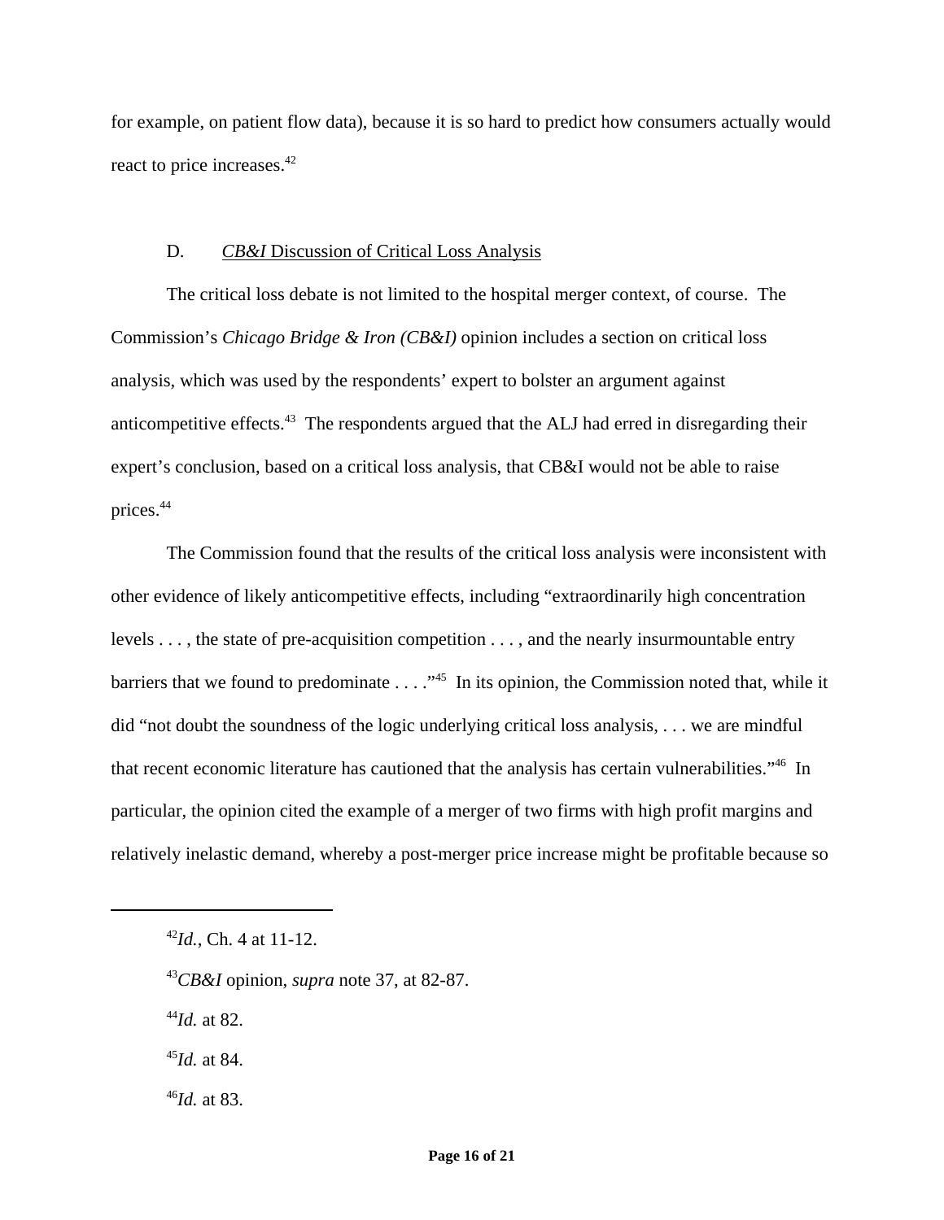for example, on patient flow data), because it is so hard to predict how consumers actually would react to price increases.[42]

### D. *CB&I* Discussion of Critical Loss Analysis

The critical loss debate is not limited to the hospital merger context, of course. The Commission's *Chicago Bridge & Iron (CB&I)* opinion includes a section on critical loss analysis, which was used by the respondents' expert to bolster an argument against anticompetitive effects.[43] The respondents argued that the ALJ had erred in disregarding their expert's conclusion, based on a critical loss analysis, that CB&I would not be able to raise prices.[44]

The Commission found that the results of the critical loss analysis were inconsistent with other evidence of likely anticompetitive effects, including "extraordinarily high concentration levels . . . , the state of pre-acquisition competition . . . , and the nearly insurmountable entry barriers that we found to predominate . . . ."[45] In its opinion, the Commission noted that, while it did "not doubt the soundness of the logic underlying critical loss analysis, . . . we are mindful that recent economic literature has cautioned that the analysis has certain vulnerabilities."[46] In particular, the opinion cited the example of a merger of two firms with high profit margins and relatively inelastic demand, whereby a post-merger price increase might be profitable because so

---

[42] *Id.*, Ch. 4 at 11-12.

[43] *CB&I* opinion, *supra* note 37, at 82-87.

[44] *Id.* at 82.

[45] *Id.* at 84.

[46] *Id.* at 83.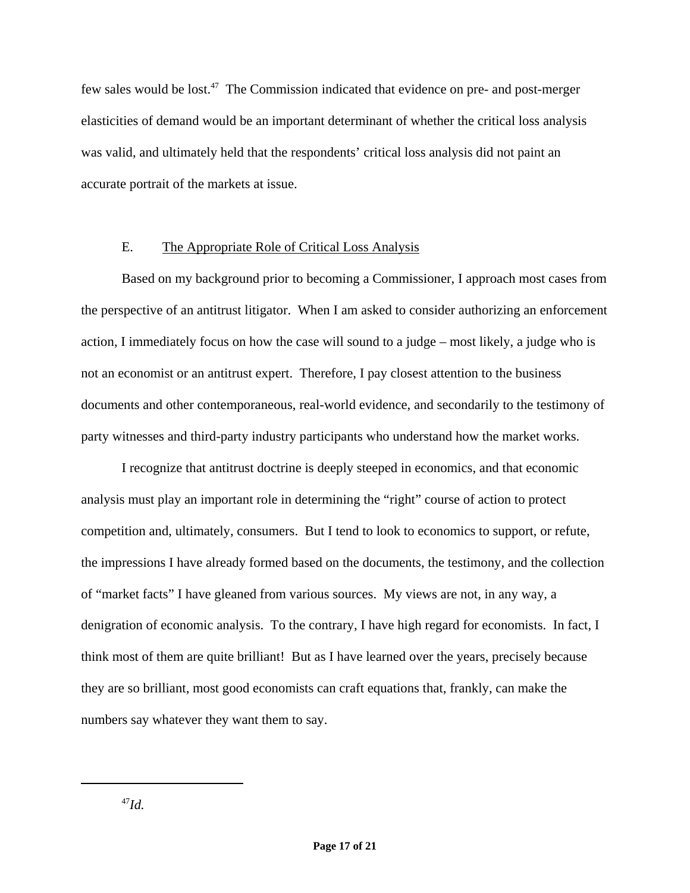few sales would be lost.[47] The Commission indicated that evidence on pre- and post-merger elasticities of demand would be an important determinant of whether the critical loss analysis was valid, and ultimately held that the respondents' critical loss analysis did not paint an accurate portrait of the markets at issue.

### E. The Appropriate Role of Critical Loss Analysis

Based on my background prior to becoming a Commissioner, I approach most cases from the perspective of an antitrust litigator. When I am asked to consider authorizing an enforcement action, I immediately focus on how the case will sound to a judge – most likely, a judge who is not an economist or an antitrust expert. Therefore, I pay closest attention to the business documents and other contemporaneous, real-world evidence, and secondarily to the testimony of party witnesses and third-party industry participants who understand how the market works.

I recognize that antitrust doctrine is deeply steeped in economics, and that economic analysis must play an important role in determining the "right" course of action to protect competition and, ultimately, consumers. But I tend to look to economics to support, or refute, the impressions I have already formed based on the documents, the testimony, and the collection of "market facts" I have gleaned from various sources. My views are not, in any way, a denigration of economic analysis. To the contrary, I have high regard for economists. In fact, I think most of them are quite brilliant! But as I have learned over the years, precisely because they are so brilliant, most good economists can craft equations that, frankly, can make the numbers say whatever they want them to say.

---

[47] *Id.*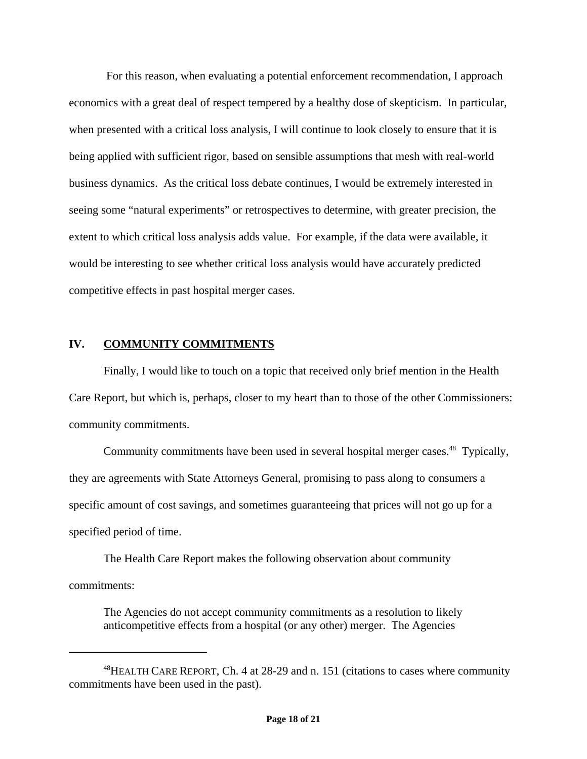For this reason, when evaluating a potential enforcement recommendation, I approach economics with a great deal of respect tempered by a healthy dose of skepticism. In particular, when presented with a critical loss analysis, I will continue to look closely to ensure that it is being applied with sufficient rigor, based on sensible assumptions that mesh with real-world business dynamics. As the critical loss debate continues, I would be extremely interested in seeing some "natural experiments" or retrospectives to determine, with greater precision, the extent to which critical loss analysis adds value. For example, if the data were available, it would be interesting to see whether critical loss analysis would have accurately predicted competitive effects in past hospital merger cases.

## IV. COMMUNITY COMMITMENTS

Finally, I would like to touch on a topic that received only brief mention in the Health Care Report, but which is, perhaps, closer to my heart than to those of the other Commissioners: community commitments.

Community commitments have been used in several hospital merger cases.[48] Typically, they are agreements with State Attorneys General, promising to pass along to consumers a specific amount of cost savings, and sometimes guaranteeing that prices will not go up for a specified period of time.

The Health Care Report makes the following observation about community commitments:

> The Agencies do not accept community commitments as a resolution to likely anticompetitive effects from a hospital (or any other) merger. The Agencies

[48] HEALTH CARE REPORT, Ch. 4 at 28-29 and n. 151 (citations to cases where community commitments have been used in the past).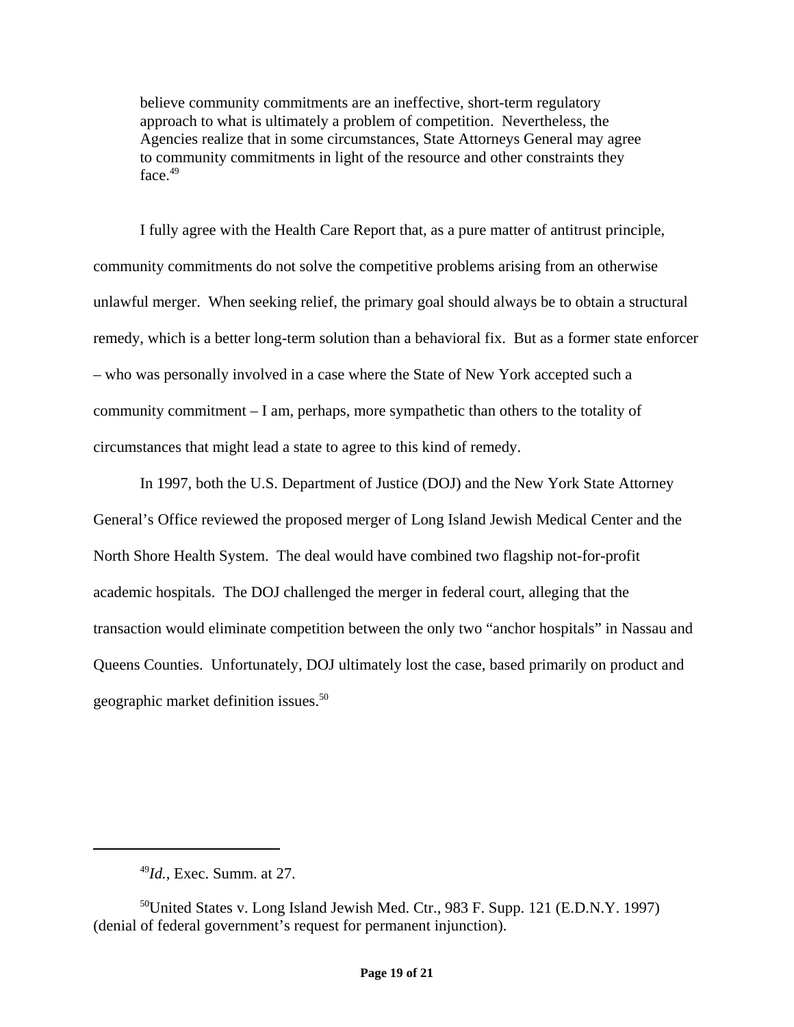> believe community commitments are an ineffective, short-term regulatory approach to what is ultimately a problem of competition. Nevertheless, the Agencies realize that in some circumstances, State Attorneys General may agree to community commitments in light of the resource and other constraints they face.[49]

I fully agree with the Health Care Report that, as a pure matter of antitrust principle, community commitments do not solve the competitive problems arising from an otherwise unlawful merger. When seeking relief, the primary goal should always be to obtain a structural remedy, which is a better long-term solution than a behavioral fix. But as a former state enforcer – who was personally involved in a case where the State of New York accepted such a community commitment – I am, perhaps, more sympathetic than others to the totality of circumstances that might lead a state to agree to this kind of remedy.

In 1997, both the U.S. Department of Justice (DOJ) and the New York State Attorney General's Office reviewed the proposed merger of Long Island Jewish Medical Center and the North Shore Health System. The deal would have combined two flagship not-for-profit academic hospitals. The DOJ challenged the merger in federal court, alleging that the transaction would eliminate competition between the only two "anchor hospitals" in Nassau and Queens Counties. Unfortunately, DOJ ultimately lost the case, based primarily on product and geographic market definition issues.[50]

---

[49] *Id.*, Exec. Summ. at 27.

[50] United States v. Long Island Jewish Med. Ctr., 983 F. Supp. 121 (E.D.N.Y. 1997) (denial of federal government's request for permanent injunction).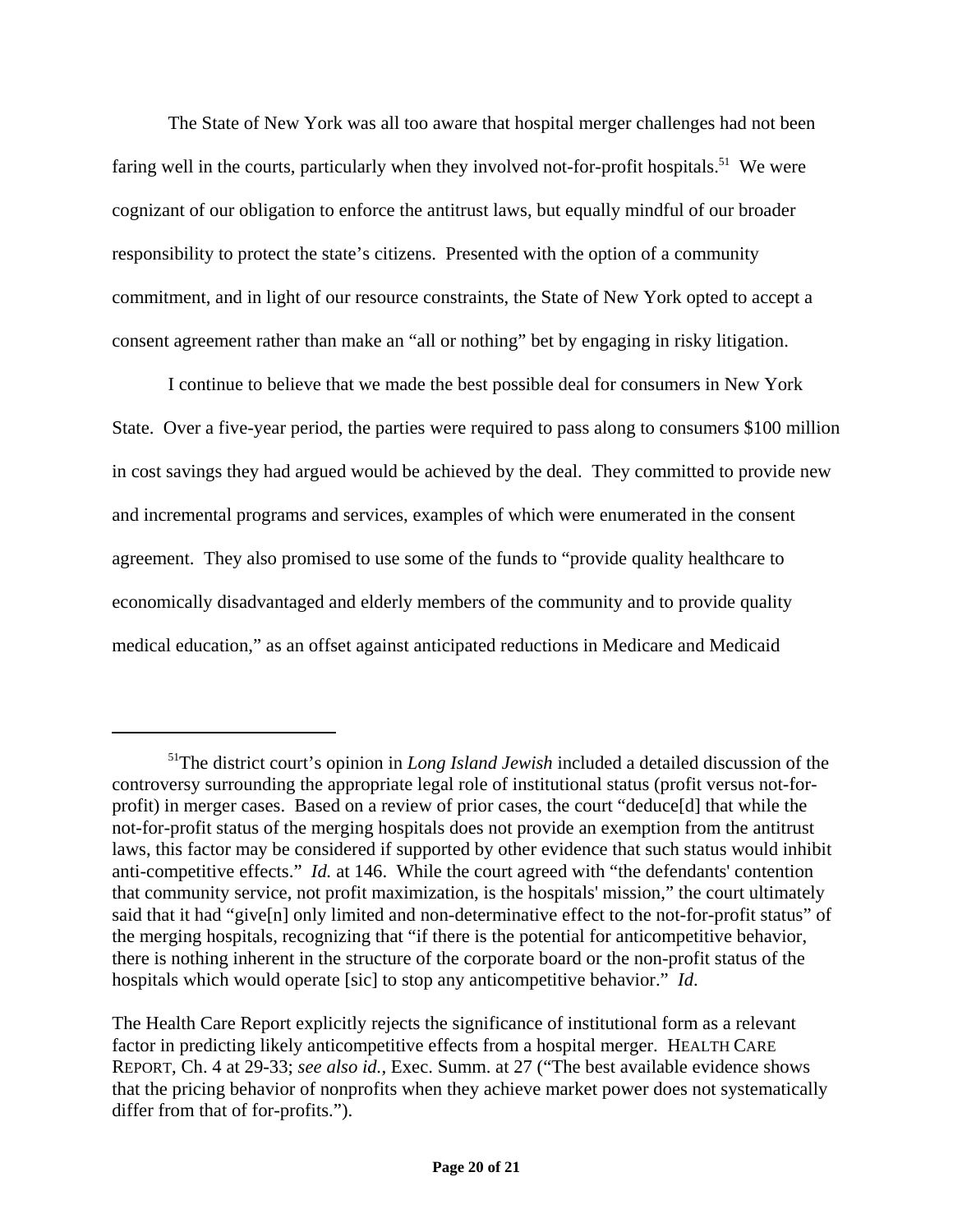The State of New York was all too aware that hospital merger challenges had not been faring well in the courts, particularly when they involved not-for-profit hospitals.[51] We were cognizant of our obligation to enforce the antitrust laws, but equally mindful of our broader responsibility to protect the state's citizens. Presented with the option of a community commitment, and in light of our resource constraints, the State of New York opted to accept a consent agreement rather than make an "all or nothing" bet by engaging in risky litigation.

I continue to believe that we made the best possible deal for consumers in New York State. Over a five-year period, the parties were required to pass along to consumers $100 million in cost savings they had argued would be achieved by the deal. They committed to provide new and incremental programs and services, examples of which were enumerated in the consent agreement. They also promised to use some of the funds to "provide quality healthcare to economically disadvantaged and elderly members of the community and to provide quality medical education," as an offset against anticipated reductions in Medicare and Medicaid

---

[51] The district court's opinion in *Long Island Jewish* included a detailed discussion of the controversy surrounding the appropriate legal role of institutional status (profit versus not-for-profit) in merger cases. Based on a review of prior cases, the court "deduce[d] that while the not-for-profit status of the merging hospitals does not provide an exemption from the antitrust laws, this factor may be considered if supported by other evidence that such status would inhibit anti-competitive effects." *Id.* at 146. While the court agreed with "the defendants' contention that community service, not profit maximization, is the hospitals' mission," the court ultimately said that it had "give[n] only limited and non-determinative effect to the not-for-profit status" of the merging hospitals, recognizing that "if there is the potential for anticompetitive behavior, there is nothing inherent in the structure of the corporate board or the non-profit status of the hospitals which would operate [sic] to stop any anticompetitive behavior." *Id*.

The Health Care Report explicitly rejects the significance of institutional form as a relevant factor in predicting likely anticompetitive effects from a hospital merger. HEALTH CARE REPORT, Ch. 4 at 29-33; *see also id.*, Exec. Summ. at 27 ("The best available evidence shows that the pricing behavior of nonprofits when they achieve market power does not systematically differ from that of for-profits.").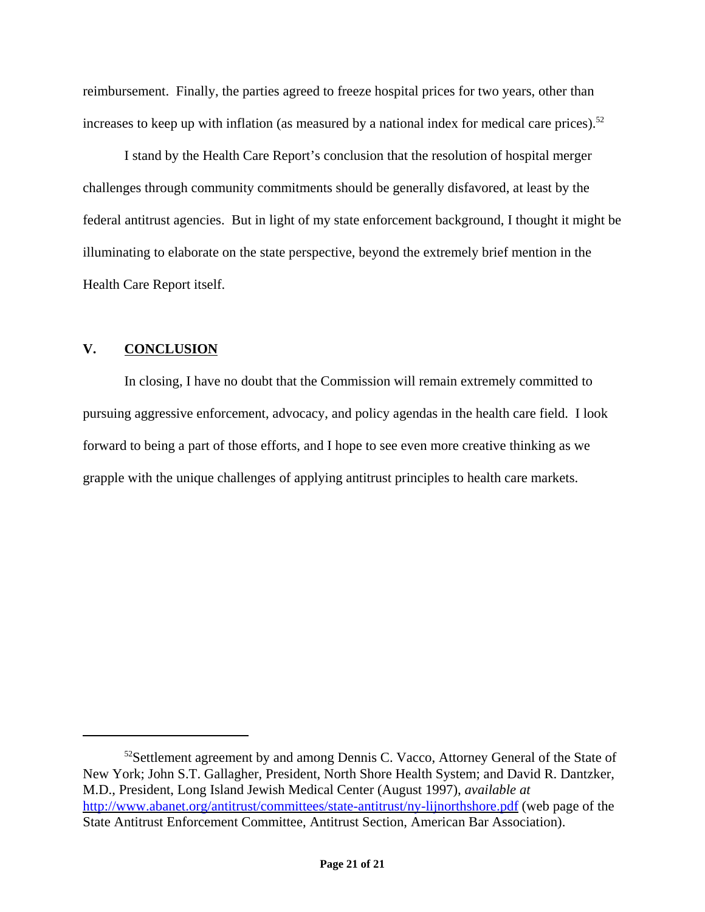reimbursement. Finally, the parties agreed to freeze hospital prices for two years, other than increases to keep up with inflation (as measured by a national index for medical care prices).[52]

I stand by the Health Care Report's conclusion that the resolution of hospital merger challenges through community commitments should be generally disfavored, at least by the federal antitrust agencies. But in light of my state enforcement background, I thought it might be illuminating to elaborate on the state perspective, beyond the extremely brief mention in the Health Care Report itself.

## V. CONCLUSION

In closing, I have no doubt that the Commission will remain extremely committed to pursuing aggressive enforcement, advocacy, and policy agendas in the health care field. I look forward to being a part of those efforts, and I hope to see even more creative thinking as we grapple with the unique challenges of applying antitrust principles to health care markets.

---

[52]Settlement agreement by and among Dennis C. Vacco, Attorney General of the State of New York; John S.T. Gallagher, President, North Shore Health System; and David R. Dantzker, M.D., President, Long Island Jewish Medical Center (August 1997), *available at* http://www.abanet.org/antitrust/committees/state-antitrust/ny-lijnorthshore.pdf (web page of the State Antitrust Enforcement Committee, Antitrust Section, American Bar Association).